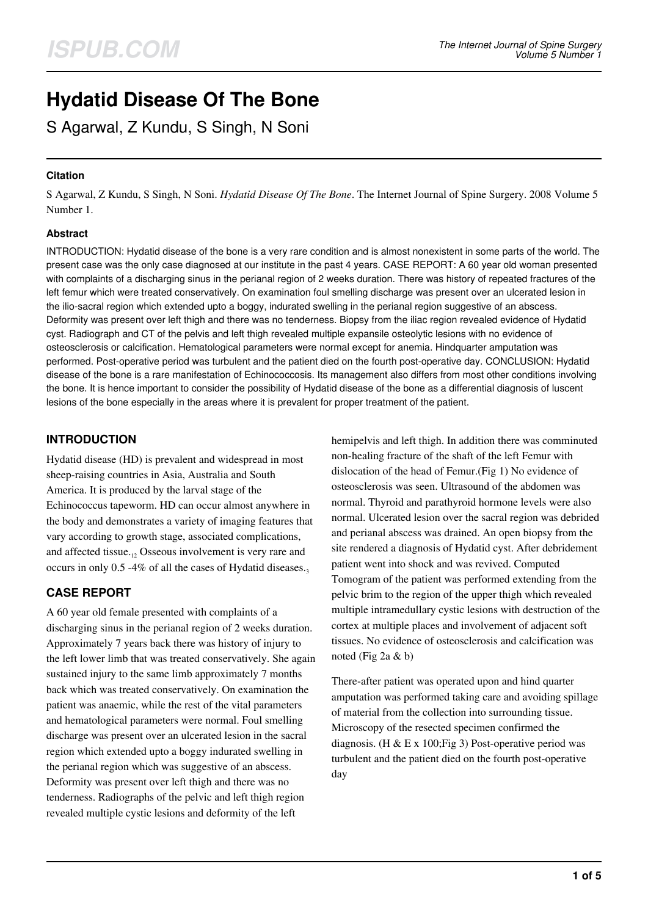# Hydatid Disease Of The Bone

S Agarwal, Z Kundu, S Singh, N Soni

### Citation

S Agarwal, Z Kundu, S Singh, N Soni. *Hydatid Disease Of The Bone*. The Internet Journal of Spine Surgery. 2008 Volume 5 Number 1.

### Abstract

INTRODUCTION: Hydatid disease of the bone is a very rare condition and is almost nonexistent in some parts of the world. The present case was the only case diagnosed at our institute in the past 4 years. CASE REPORT: A 60 year old woman presented with complaints of a discharging sinus in the perianal region of 2 weeks duration. There was history of repeated fractures of the left femur which were treated conservatively. On examination foul smelling discharge was present over an ulcerated lesion in the ilio-sacral region which extended upto a boggy, indurated swelling in the perianal region suggestive of an abscess. Deformity was present over left thigh and there was no tenderness. Biopsy from the iliac region revealed evidence of Hydatid cyst. Radiograph and CT of the pelvis and left thigh revealed multiple expansile osteolytic lesions with no evidence of osteosclerosis or calcification. Hematological parameters were normal except for anemia. Hindquarter amputation was performed. Post-operative period was turbulent and the patient died on the fourth post-operative day. CONCLUSION: Hydatid disease of the bone is a rare manifestation of Echinococcosis. Its management also differs from most other conditions involving the bone. It is hence important to consider the possibility of Hydatid disease of the bone as a differential diagnosis of luscent lesions of the bone especially in the areas where it is prevalent for proper treatment of the patient.

## INTRODUCTION

Hydatid disease (HD) is prevalent and widespread in most sheep-raising countries in Asia, Australia and South America. It is produced by the larval stage of the Echinococcus tapeworm. HD can occur almost anywhere in the body and demonstrates a variety of imaging features that vary according to growth stage, associated complications, and affected tissue.[12] Osseous involvement is very rare and occurs in only 0.5 -4% of all the cases of Hydatid diseases.[3]

## CASE REPORT

A 60 year old female presented with complaints of a discharging sinus in the perianal region of 2 weeks duration. Approximately 7 years back there was history of injury to the left lower limb that was treated conservatively. She again sustained injury to the same limb approximately 7 months back which was treated conservatively. On examination the patient was anaemic, while the rest of the vital parameters and hematological parameters were normal. Foul smelling discharge was present over an ulcerated lesion in the sacral region which extended upto a boggy indurated swelling in the perianal region which was suggestive of an abscess. Deformity was present over left thigh and there was no tenderness. Radiographs of the pelvic and left thigh region revealed multiple cystic lesions and deformity of the left hemipelvis and left thigh. In addition there was comminuted non-healing fracture of the shaft of the left Femur with dislocation of the head of Femur.(Fig 1) No evidence of osteosclerosis was seen. Ultrasound of the abdomen was normal. Thyroid and parathyroid hormone levels were also normal. Ulcerated lesion over the sacral region was debrided and perianal abscess was drained. An open biopsy from the site rendered a diagnosis of Hydatid cyst. After debridement patient went into shock and was revived. Computed Tomogram of the patient was performed extending from the pelvic brim to the region of the upper thigh which revealed multiple intramedullary cystic lesions with destruction of the cortex at multiple places and involvement of adjacent soft tissues. No evidence of osteosclerosis and calcification was noted (Fig 2a & b)

There-after patient was operated upon and hind quarter amputation was performed taking care and avoiding spillage of material from the collection into surrounding tissue. Microscopy of the resected specimen confirmed the diagnosis. (H & E x 100;Fig 3) Post-operative period was turbulent and the patient died on the fourth post-operative day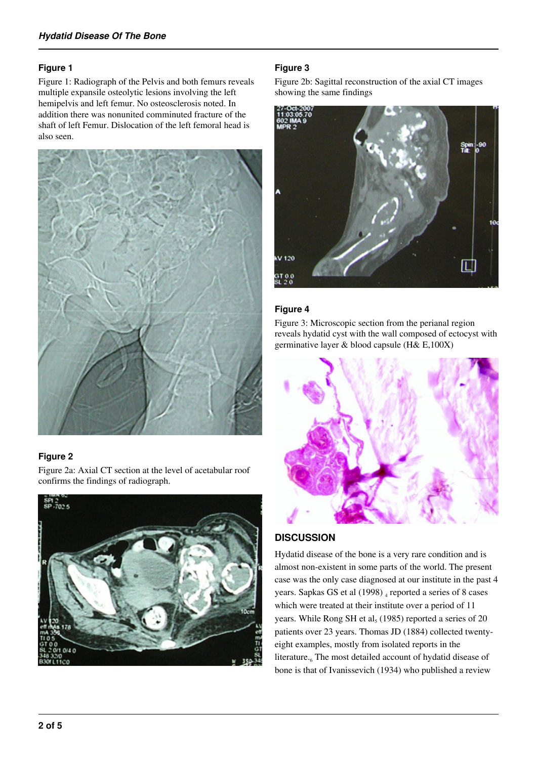### Figure 1

Figure 1: Radiograph of the Pelvis and both femurs reveals multiple expansile osteolytic lesions involving the left hemipelvis and left femur. No osteosclerosis noted. In addition there was nonunited comminuted fracture of the shaft of left Femur. Dislocation of the left femoral head is also seen.

### Figure 2

Figure 2a: Axial CT section at the level of acetabular roof confirms the findings of radiograph.

### Figure 3

Figure 2b: Sagittal reconstruction of the axial CT images showing the same findings

### Figure 4

Figure 3: Microscopic section from the perianal region reveals hydatid cyst with the wall composed of ectocyst with germinative layer & blood capsule (H& E,100X)

## DISCUSSION

Hydatid disease of the bone is a very rare condition and is almost non-existent in some parts of the world. The present case was the only case diagnosed at our institute in the past 4 years. Sapkas GS et al (1998) [4] reported a series of 8 cases which were treated at their institute over a period of 11 years. While Rong SH et al[5] (1985) reported a series of 20 patients over 23 years. Thomas JD (1884) collected twenty-eight examples, mostly from isolated reports in the literature.[6] The most detailed account of hydatid disease of bone is that of Ivanissevich (1934) who published a review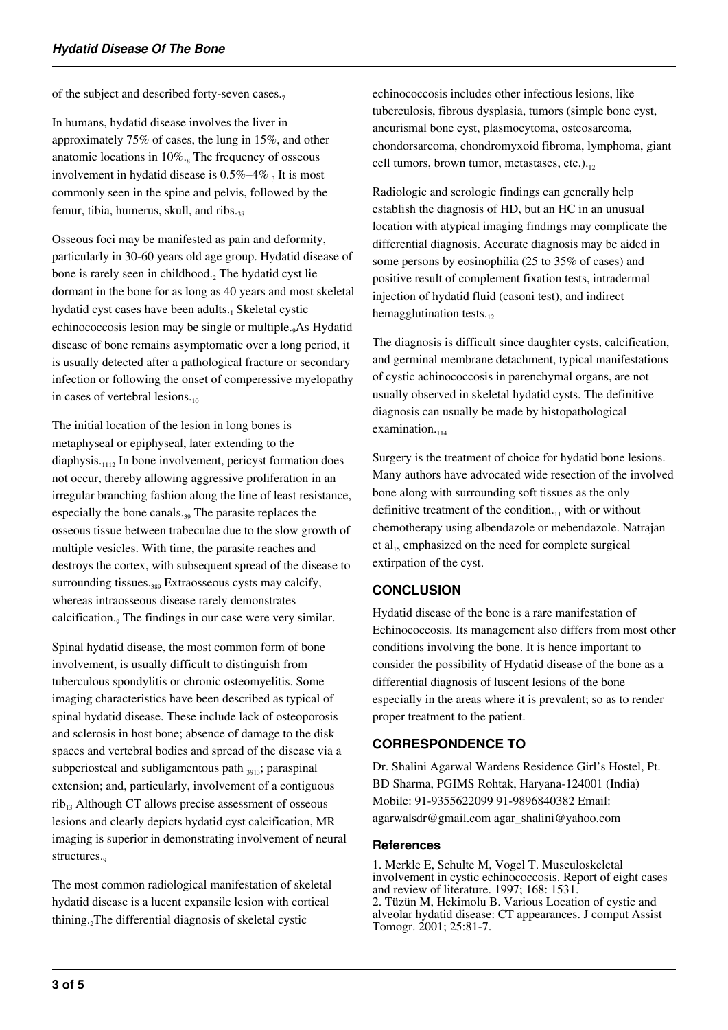of the subject and described forty-seven cases.[7]

In humans, hydatid disease involves the liver in approximately 75% of cases, the lung in 15%, and other anatomic locations in 10%.[8] The frequency of osseous involvement in hydatid disease is 0.5%–4% [3] It is most commonly seen in the spine and pelvis, followed by the femur, tibia, humerus, skull, and ribs.[38]

Osseous foci may be manifested as pain and deformity, particularly in 30-60 years old age group. Hydatid disease of bone is rarely seen in childhood.[2] The hydatid cyst lie dormant in the bone for as long as 40 years and most skeletal hydatid cyst cases have been adults.[1] Skeletal cystic echinococcosis lesion may be single or multiple.[9]As Hydatid disease of bone remains asymptomatic over a long period, it is usually detected after a pathological fracture or secondary infection or following the onset of comperessive myelopathy in cases of vertebral lesions.[10]

The initial location of the lesion in long bones is metaphyseal or epiphyseal, later extending to the diaphysis.[1112] In bone involvement, pericyst formation does not occur, thereby allowing aggressive proliferation in an irregular branching fashion along the line of least resistance, especially the bone canals.[39] The parasite replaces the osseous tissue between trabeculae due to the slow growth of multiple vesicles. With time, the parasite reaches and destroys the cortex, with subsequent spread of the disease to surrounding tissues.[389] Extraosseous cysts may calcify, whereas intraosseous disease rarely demonstrates calcification.[9] The findings in our case were very similar.

Spinal hydatid disease, the most common form of bone involvement, is usually difficult to distinguish from tuberculous spondylitis or chronic osteomyelitis. Some imaging characteristics have been described as typical of spinal hydatid disease. These include lack of osteoporosis and sclerosis in host bone; absence of damage to the disk spaces and vertebral bodies and spread of the disease via a subperiosteal and subligamentous path [3913]; paraspinal extension; and, particularly, involvement of a contiguous rib[13] Although CT allows precise assessment of osseous lesions and clearly depicts hydatid cyst calcification, MR imaging is superior in demonstrating involvement of neural structures.[9]

The most common radiological manifestation of skeletal hydatid disease is a lucent expansile lesion with cortical thining.[2]The differential diagnosis of skeletal cystic echinococcosis includes other infectious lesions, like tuberculosis, fibrous dysplasia, tumors (simple bone cyst, aneurismal bone cyst, plasmocytoma, osteosarcoma, chondorsarcoma, chondromyxoid fibroma, lymphoma, giant cell tumors, brown tumor, metastases, etc.).[12]

Radiologic and serologic findings can generally help establish the diagnosis of HD, but an HC in an unusual location with atypical imaging findings may complicate the differential diagnosis. Accurate diagnosis may be aided in some persons by eosinophilia (25 to 35% of cases) and positive result of complement fixation tests, intradermal injection of hydatid fluid (casoni test), and indirect hemagglutination tests.[12]

The diagnosis is difficult since daughter cysts, calcification, and germinal membrane detachment, typical manifestations of cystic achinococcosis in parenchymal organs, are not usually observed in skeletal hydatid cysts. The definitive diagnosis can usually be made by histopathological examination.[114]

Surgery is the treatment of choice for hydatid bone lesions. Many authors have advocated wide resection of the involved bone along with surrounding soft tissues as the only definitive treatment of the condition.[11] with or without chemotherapy using albendazole or mebendazole. Natrajan et al[15] emphasized on the need for complete surgical extirpation of the cyst.

## CONCLUSION

Hydatid disease of the bone is a rare manifestation of Echinococcosis. Its management also differs from most other conditions involving the bone. It is hence important to consider the possibility of Hydatid disease of the bone as a differential diagnosis of luscent lesions of the bone especially in the areas where it is prevalent; so as to render proper treatment to the patient.

## CORRESPONDENCE TO

Dr. Shalini Agarwal Wardens Residence Girl's Hostel, Pt. BD Sharma, PGIMS Rohtak, Haryana-124001 (India) Mobile: 91-9355622099 91-9896840382 Email: agarwalsdr@gmail.com agar_shalini@yahoo.com

### References

1. Merkle E, Schulte M, Vogel T. Musculoskeletal involvement in cystic echinococcosis. Report of eight cases and review of literature. 1997; 168: 1531.
2. Tüzün M, Hekimolu B. Various Location of cystic and alveolar hydatid disease: CT appearances. J comput Assist Tomogr. 2001; 25:81-7.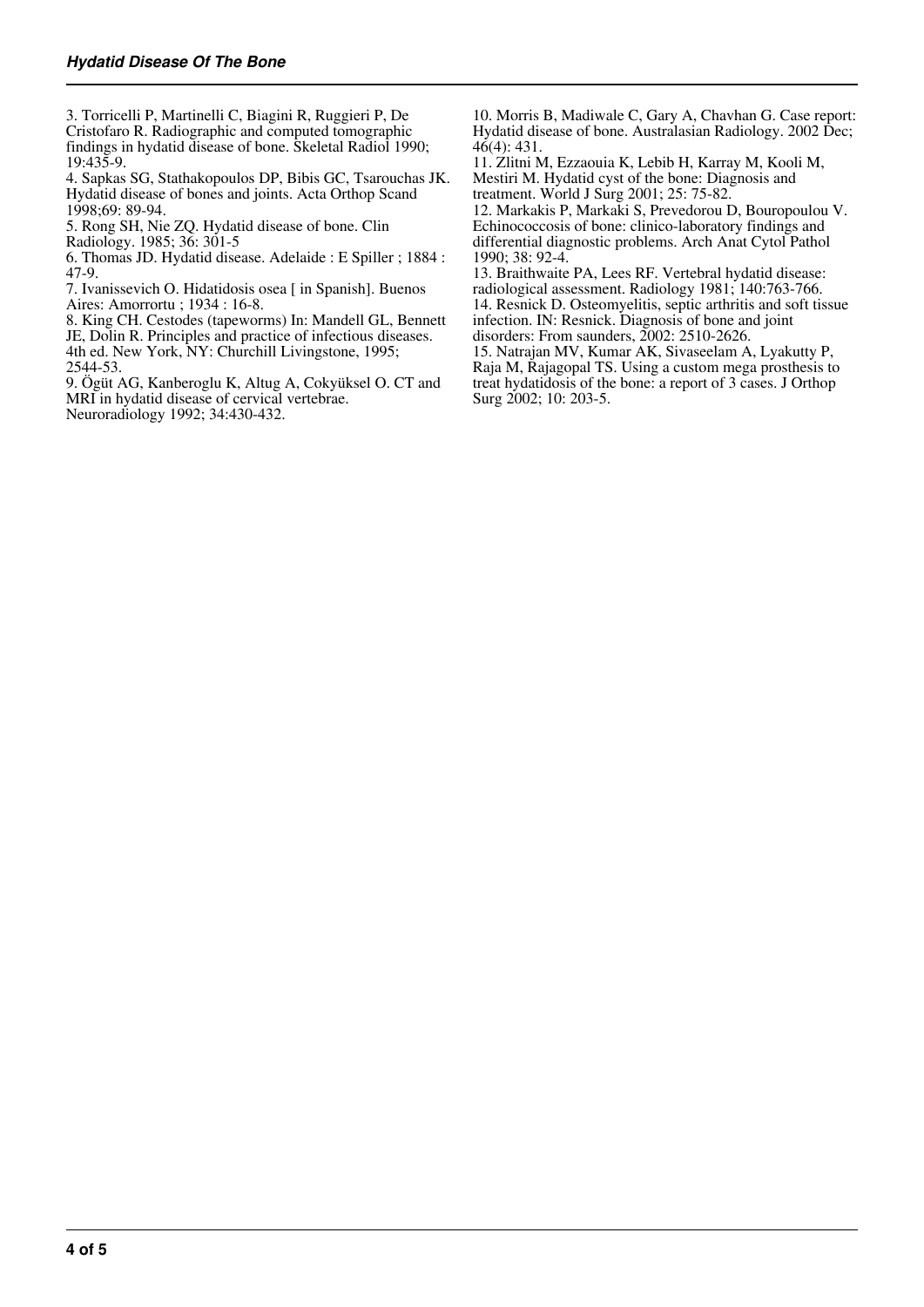3. Torricelli P, Martinelli C, Biagini R, Ruggieri P, De Cristofaro R. Radiographic and computed tomographic findings in hydatid disease of bone. Skeletal Radiol 1990; 19:435-9.
4. Sapkas SG, Stathakopoulos DP, Bibis GC, Tsarouchas JK. Hydatid disease of bones and joints. Acta Orthop Scand 1998;69: 89-94.
5. Rong SH, Nie ZQ. Hydatid disease of bone. Clin Radiology. 1985; 36: 301-5
6. Thomas JD. Hydatid disease. Adelaide : E Spiller ; 1884 : 47-9.
7. Ivanissevich O. Hidatidosis osea [ in Spanish]. Buenos Aires: Amorrortu ; 1934 : 16-8.
8. King CH. Cestodes (tapeworms) In: Mandell GL, Bennett JE, Dolin R. Principles and practice of infectious diseases. 4th ed. New York, NY: Churchill Livingstone, 1995; 2544-53.
9. Ögüt AG, Kanberoglu K, Altug A, Cokyüksel O. CT and MRI in hydatid disease of cervical vertebrae. Neuroradiology 1992; 34:430-432.
10. Morris B, Madiwale C, Gary A, Chavhan G. Case report: Hydatid disease of bone. Australasian Radiology. 2002 Dec; 46(4): 431.
11. Zlitni M, Ezzaouia K, Lebib H, Karray M, Kooli M, Mestiri M. Hydatid cyst of the bone: Diagnosis and treatment. World J Surg 2001; 25: 75-82.
12. Markakis P, Markaki S, Prevedorou D, Bouropoulou V. Echinococcosis of bone: clinico-laboratory findings and differential diagnostic problems. Arch Anat Cytol Pathol 1990; 38: 92-4.
13. Braithwaite PA, Lees RF. Vertebral hydatid disease: radiological assessment. Radiology 1981; 140:763-766.
14. Resnick D. Osteomyelitis, septic arthritis and soft tissue infection. IN: Resnick. Diagnosis of bone and joint disorders: From saunders, 2002: 2510-2626.
15. Natrajan MV, Kumar AK, Sivaseelam A, Lyakutty P, Raja M, Rajagopal TS. Using a custom mega prosthesis to treat hydatidosis of the bone: a report of 3 cases. J Orthop Surg 2002; 10: 203-5.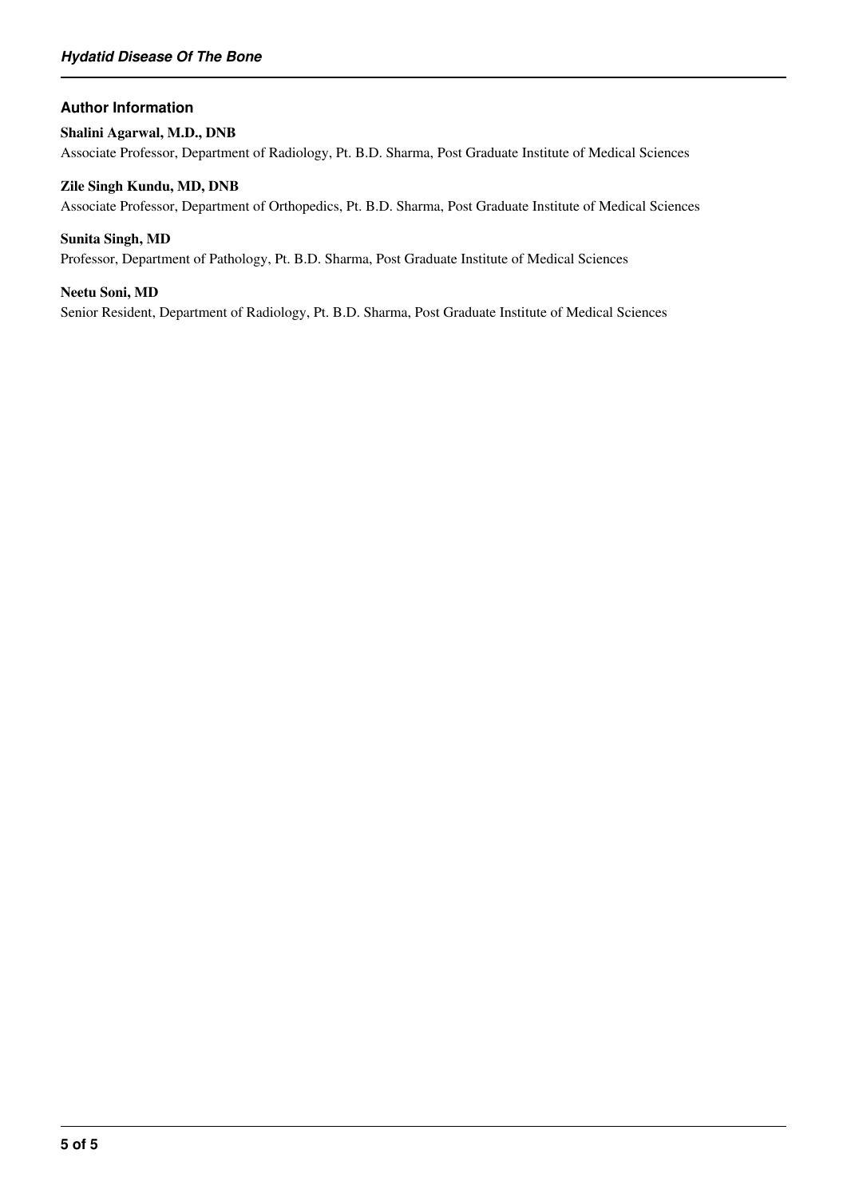## Author Information

**Shalini Agarwal, M.D., DNB**
Associate Professor, Department of Radiology, Pt. B.D. Sharma, Post Graduate Institute of Medical Sciences

**Zile Singh Kundu, MD, DNB**
Associate Professor, Department of Orthopedics, Pt. B.D. Sharma, Post Graduate Institute of Medical Sciences

**Sunita Singh, MD**
Professor, Department of Pathology, Pt. B.D. Sharma, Post Graduate Institute of Medical Sciences

**Neetu Soni, MD**
Senior Resident, Department of Radiology, Pt. B.D. Sharma, Post Graduate Institute of Medical Sciences